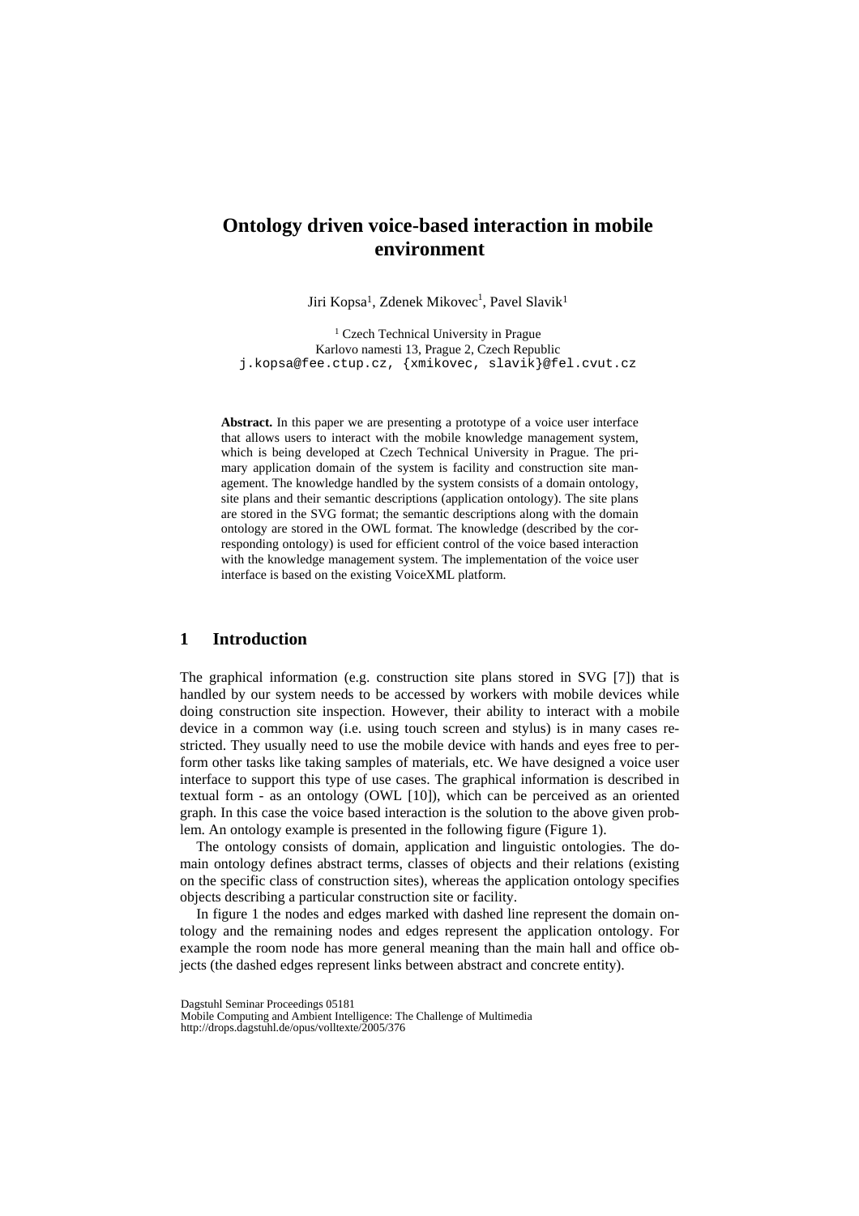# Ontology driven voice-based interaction in mobile environment

Jiri Kopsa[1], Zdenek Mikovec[1], Pavel Slavik[1]

[1] Czech Technical University in Prague
Karlovo namesti 13, Prague 2, Czech Republic
j.kopsa@fee.ctup.cz, {xmikovec, slavik}@fel.cvut.cz

**Abstract.** In this paper we are presenting a prototype of a voice user interface that allows users to interact with the mobile knowledge management system, which is being developed at Czech Technical University in Prague. The primary application domain of the system is facility and construction site management. The knowledge handled by the system consists of a domain ontology, site plans and their semantic descriptions (application ontology). The site plans are stored in the SVG format; the semantic descriptions along with the domain ontology are stored in the OWL format. The knowledge (described by the corresponding ontology) is used for efficient control of the voice based interaction with the knowledge management system. The implementation of the voice user interface is based on the existing VoiceXML platform.

## 1 Introduction

The graphical information (e.g. construction site plans stored in SVG [7]) that is handled by our system needs to be accessed by workers with mobile devices while doing construction site inspection. However, their ability to interact with a mobile device in a common way (i.e. using touch screen and stylus) is in many cases restricted. They usually need to use the mobile device with hands and eyes free to perform other tasks like taking samples of materials, etc. We have designed a voice user interface to support this type of use cases. The graphical information is described in textual form - as an ontology (OWL [10]), which can be perceived as an oriented graph. In this case the voice based interaction is the solution to the above given problem. An ontology example is presented in the following figure (Figure 1).

The ontology consists of domain, application and linguistic ontologies. The domain ontology defines abstract terms, classes of objects and their relations (existing on the specific class of construction sites), whereas the application ontology specifies objects describing a particular construction site or facility.

In figure 1 the nodes and edges marked with dashed line represent the domain ontology and the remaining nodes and edges represent the application ontology. For example the room node has more general meaning than the main hall and office objects (the dashed edges represent links between abstract and concrete entity).

Dagstuhl Seminar Proceedings 05181
Mobile Computing and Ambient Intelligence: The Challenge of Multimedia
http://drops.dagstuhl.de/opus/volltexte/2005/376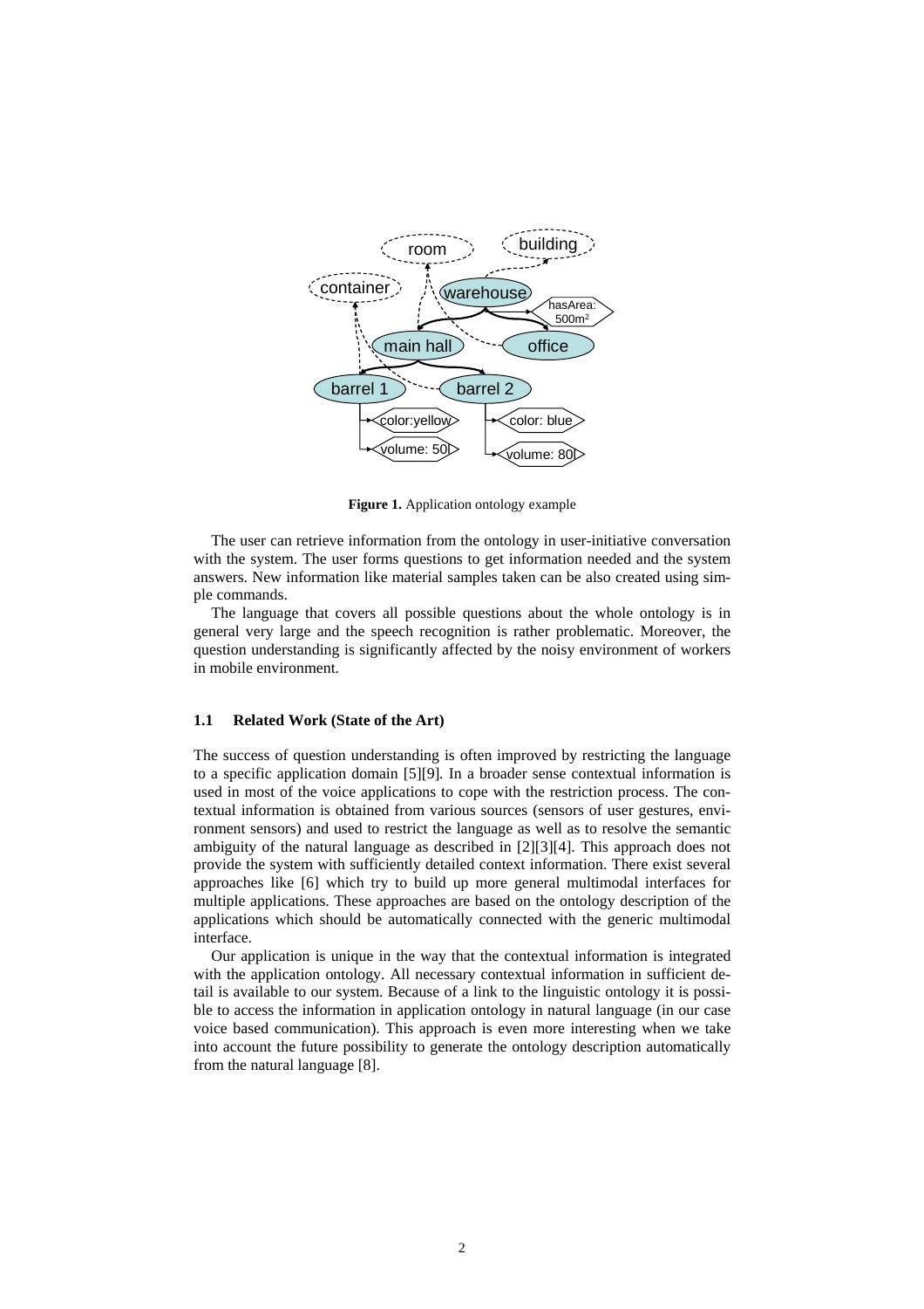**Figure 1.** Application ontology example

The user can retrieve information from the ontology in user-initiative conversation with the system. The user forms questions to get information needed and the system answers. New information like material samples taken can be also created using simple commands.

The language that covers all possible questions about the whole ontology is in general very large and the speech recognition is rather problematic. Moreover, the question understanding is significantly affected by the noisy environment of workers in mobile environment.

### 1.1 Related Work (State of the Art)

The success of question understanding is often improved by restricting the language to a specific application domain [5][9]. In a broader sense contextual information is used in most of the voice applications to cope with the restriction process. The contextual information is obtained from various sources (sensors of user gestures, environment sensors) and used to restrict the language as well as to resolve the semantic ambiguity of the natural language as described in [2][3][4]. This approach does not provide the system with sufficiently detailed context information. There exist several approaches like [6] which try to build up more general multimodal interfaces for multiple applications. These approaches are based on the ontology description of the applications which should be automatically connected with the generic multimodal interface.

Our application is unique in the way that the contextual information is integrated with the application ontology. All necessary contextual information in sufficient detail is available to our system. Because of a link to the linguistic ontology it is possible to access the information in application ontology in natural language (in our case voice based communication). This approach is even more interesting when we take into account the future possibility to generate the ontology description automatically from the natural language [8].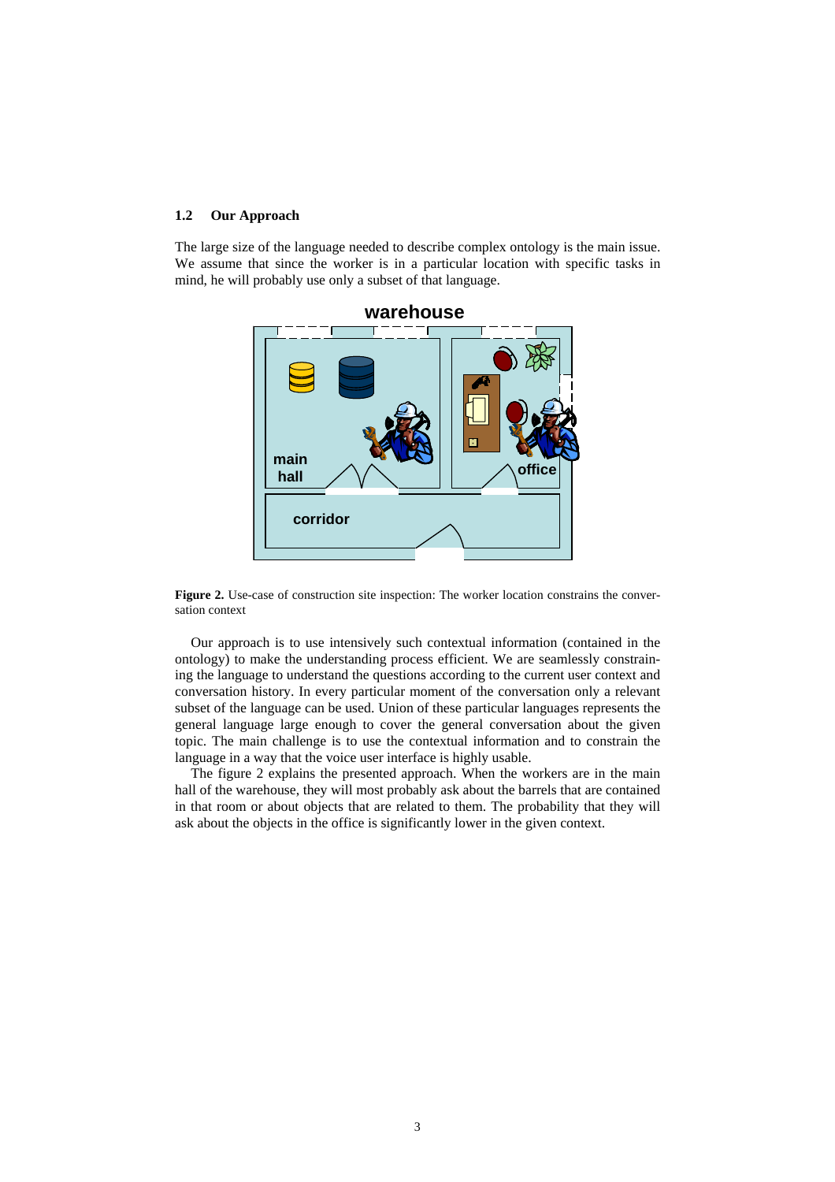### 1.2 Our Approach

The large size of the language needed to describe complex ontology is the main issue. We assume that since the worker is in a particular location with specific tasks in mind, he will probably use only a subset of that language.

**Figure 2.** Use-case of construction site inspection: The worker location constrains the conversation context

Our approach is to use intensively such contextual information (contained in the ontology) to make the understanding process efficient. We are seamlessly constraining the language to understand the questions according to the current user context and conversation history. In every particular moment of the conversation only a relevant subset of the language can be used. Union of these particular languages represents the general language large enough to cover the general conversation about the given topic. The main challenge is to use the contextual information and to constrain the language in a way that the voice user interface is highly usable.

The figure 2 explains the presented approach. When the workers are in the main hall of the warehouse, they will most probably ask about the barrels that are contained in that room or about objects that are related to them. The probability that they will ask about the objects in the office is significantly lower in the given context.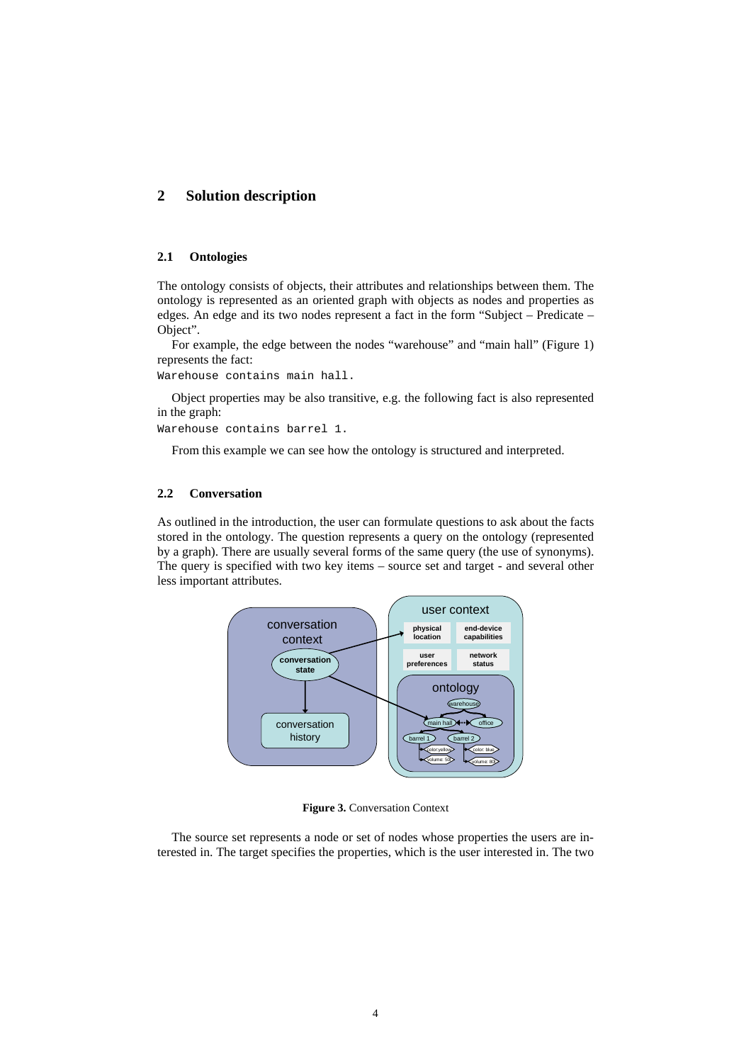## 2 Solution description

### 2.1 Ontologies

The ontology consists of objects, their attributes and relationships between them. The ontology is represented as an oriented graph with objects as nodes and properties as edges. An edge and its two nodes represent a fact in the form "Subject – Predicate – Object".

For example, the edge between the nodes "warehouse" and "main hall" (Figure 1) represents the fact:

```
Warehouse contains main hall.
```

Object properties may be also transitive, e.g. the following fact is also represented in the graph:

```
Warehouse contains barrel 1.
```

From this example we can see how the ontology is structured and interpreted.

### 2.2 Conversation

As outlined in the introduction, the user can formulate questions to ask about the facts stored in the ontology. The question represents a query on the ontology (represented by a graph). There are usually several forms of the same query (the use of synonyms). The query is specified with two key items – source set and target - and several other less important attributes.

**Figure 3.** Conversation Context

The source set represents a node or set of nodes whose properties the users are interested in. The target specifies the properties, which is the user interested in. The two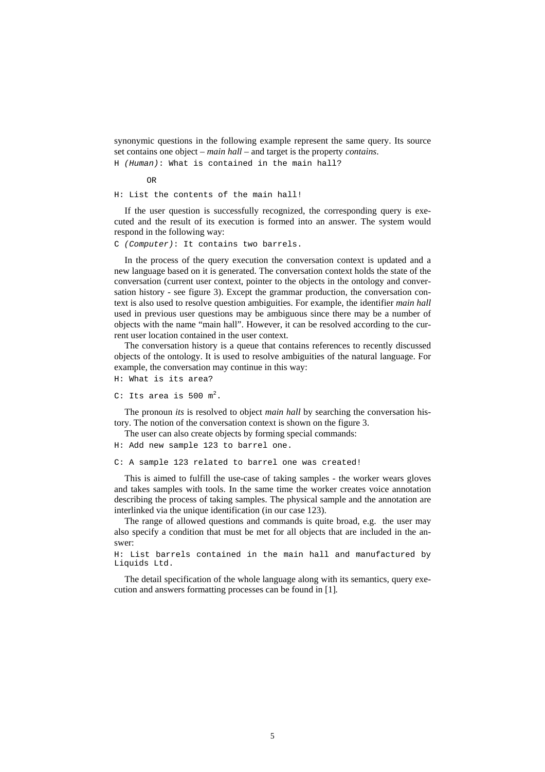synonymic questions in the following example represent the same query. Its source set contains one object – *main hall* – and target is the property *contains*.

```
H (Human): What is contained in the main hall?

      OR

H: List the contents of the main hall!
```

If the user question is successfully recognized, the corresponding query is executed and the result of its execution is formed into an answer. The system would respond in the following way:

```
C (Computer): It contains two barrels.
```

In the process of the query execution the conversation context is updated and a new language based on it is generated. The conversation context holds the state of the conversation (current user context, pointer to the objects in the ontology and conversation history - see figure 3). Except the grammar production, the conversation context is also used to resolve question ambiguities. For example, the identifier *main hall* used in previous user questions may be ambiguous since there may be a number of objects with the name "main hall". However, it can be resolved according to the current user location contained in the user context.

The conversation history is a queue that contains references to recently discussed objects of the ontology. It is used to resolve ambiguities of the natural language. For example, the conversation may continue in this way:

```
H: What is its area?

C: Its area is 500 m².
```

The pronoun *its* is resolved to object *main hall* by searching the conversation history. The notion of the conversation context is shown on the figure 3.

The user can also create objects by forming special commands:

```
H: Add new sample 123 to barrel one.

C: A sample 123 related to barrel one was created!
```

This is aimed to fulfill the use-case of taking samples - the worker wears gloves and takes samples with tools. In the same time the worker creates voice annotation describing the process of taking samples. The physical sample and the annotation are interlinked via the unique identification (in our case 123).

The range of allowed questions and commands is quite broad, e.g. the user may also specify a condition that must be met for all objects that are included in the answer:

```
H: List barrels contained in the main hall and manufactured by
Liquids Ltd.
```

The detail specification of the whole language along with its semantics, query execution and answers formatting processes can be found in [1].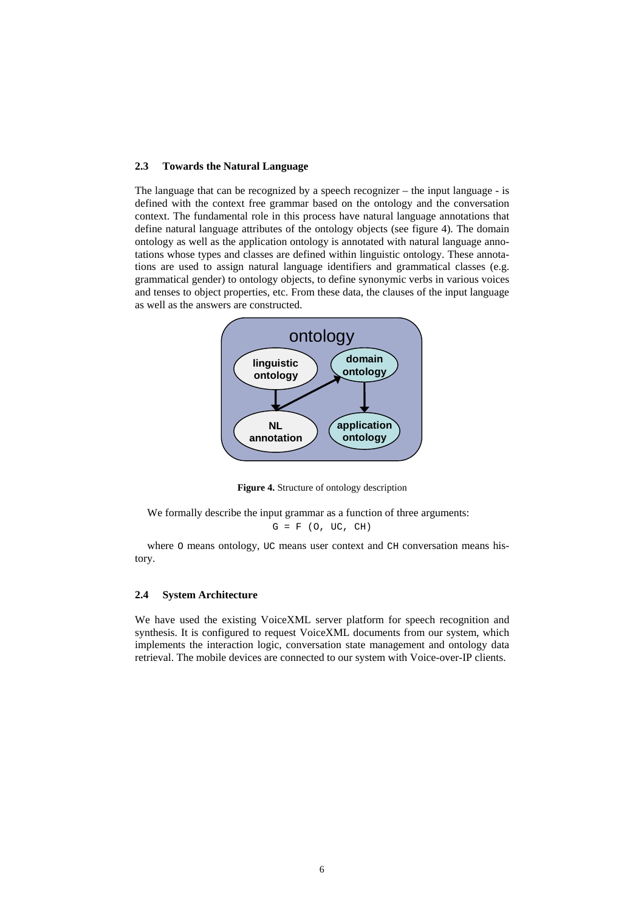### 2.3 Towards the Natural Language

The language that can be recognized by a speech recognizer – the input language - is defined with the context free grammar based on the ontology and the conversation context. The fundamental role in this process have natural language annotations that define natural language attributes of the ontology objects (see figure 4). The domain ontology as well as the application ontology is annotated with natural language annotations whose types and classes are defined within linguistic ontology. These annotations are used to assign natural language identifiers and grammatical classes (e.g. grammatical gender) to ontology objects, to define synonymic verbs in various voices and tenses to object properties, etc. From these data, the clauses of the input language as well as the answers are constructed.

**Figure 4.** Structure of ontology description

We formally describe the input grammar as a function of three arguments:

```
G = F (O, UC, CH)
```

where `O` means ontology, `UC` means user context and `CH` conversation means history.

### 2.4 System Architecture

We have used the existing VoiceXML server platform for speech recognition and synthesis. It is configured to request VoiceXML documents from our system, which implements the interaction logic, conversation state management and ontology data retrieval. The mobile devices are connected to our system with Voice-over-IP clients.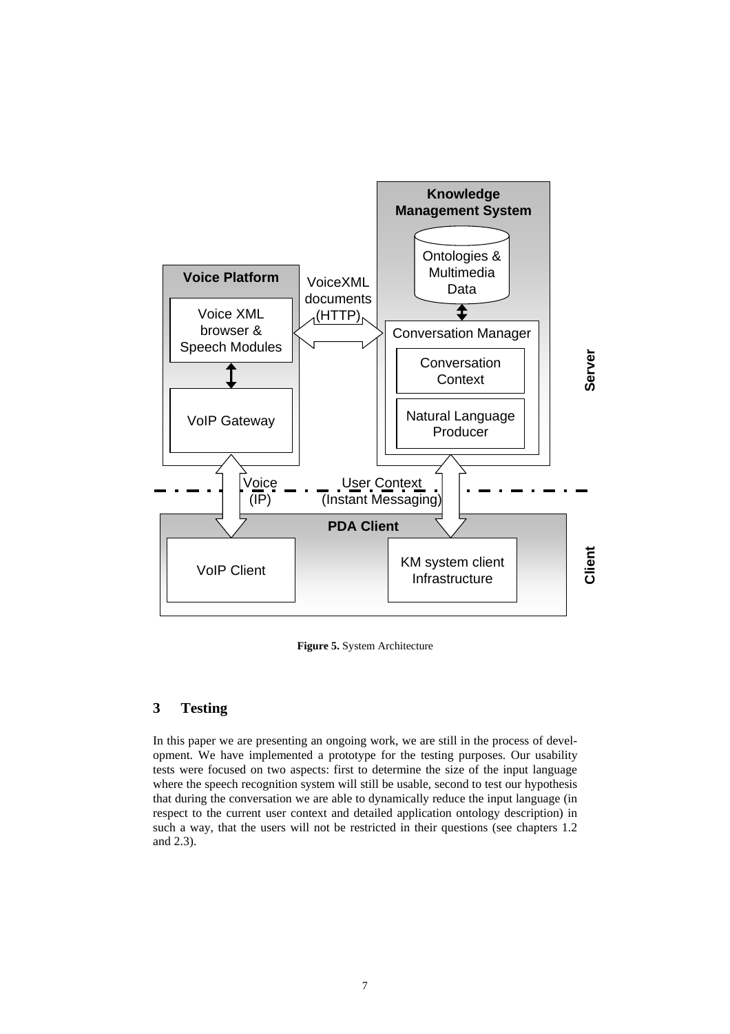**Figure 5.** System Architecture

## 3 Testing

In this paper we are presenting an ongoing work, we are still in the process of development. We have implemented a prototype for the testing purposes. Our usability tests were focused on two aspects: first to determine the size of the input language where the speech recognition system will still be usable, second to test our hypothesis that during the conversation we are able to dynamically reduce the input language (in respect to the current user context and detailed application ontology description) in such a way, that the users will not be restricted in their questions (see chapters 1.2 and 2.3).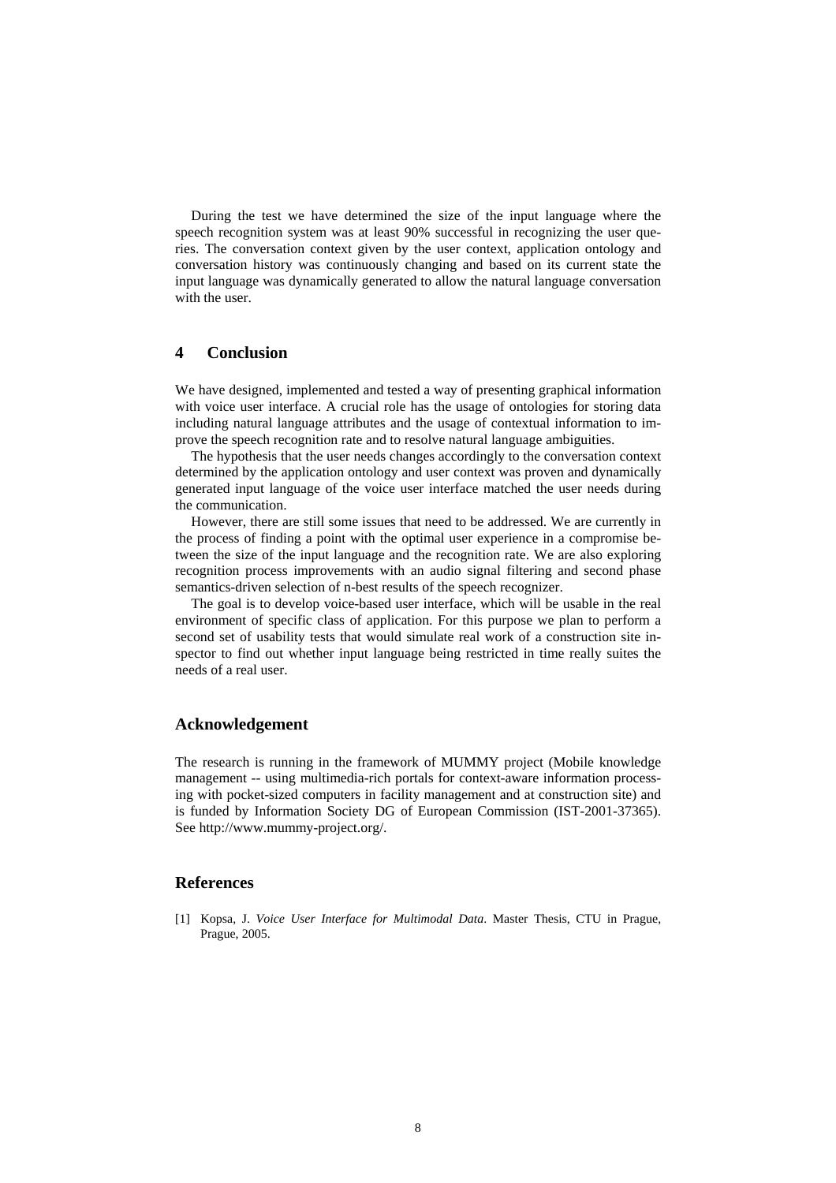During the test we have determined the size of the input language where the speech recognition system was at least 90% successful in recognizing the user queries. The conversation context given by the user context, application ontology and conversation history was continuously changing and based on its current state the input language was dynamically generated to allow the natural language conversation with the user.

## 4 Conclusion

We have designed, implemented and tested a way of presenting graphical information with voice user interface. A crucial role has the usage of ontologies for storing data including natural language attributes and the usage of contextual information to improve the speech recognition rate and to resolve natural language ambiguities.

The hypothesis that the user needs changes accordingly to the conversation context determined by the application ontology and user context was proven and dynamically generated input language of the voice user interface matched the user needs during the communication.

However, there are still some issues that need to be addressed. We are currently in the process of finding a point with the optimal user experience in a compromise between the size of the input language and the recognition rate. We are also exploring recognition process improvements with an audio signal filtering and second phase semantics-driven selection of n-best results of the speech recognizer.

The goal is to develop voice-based user interface, which will be usable in the real environment of specific class of application. For this purpose we plan to perform a second set of usability tests that would simulate real work of a construction site inspector to find out whether input language being restricted in time really suites the needs of a real user.

## Acknowledgement

The research is running in the framework of MUMMY project (Mobile knowledge management -- using multimedia-rich portals for context-aware information processing with pocket-sized computers in facility management and at construction site) and is funded by Information Society DG of European Commission (IST-2001-37365). See http://www.mummy-project.org/.

## References

[1] Kopsa, J. *Voice User Interface for Multimodal Data*. Master Thesis, CTU in Prague, Prague, 2005.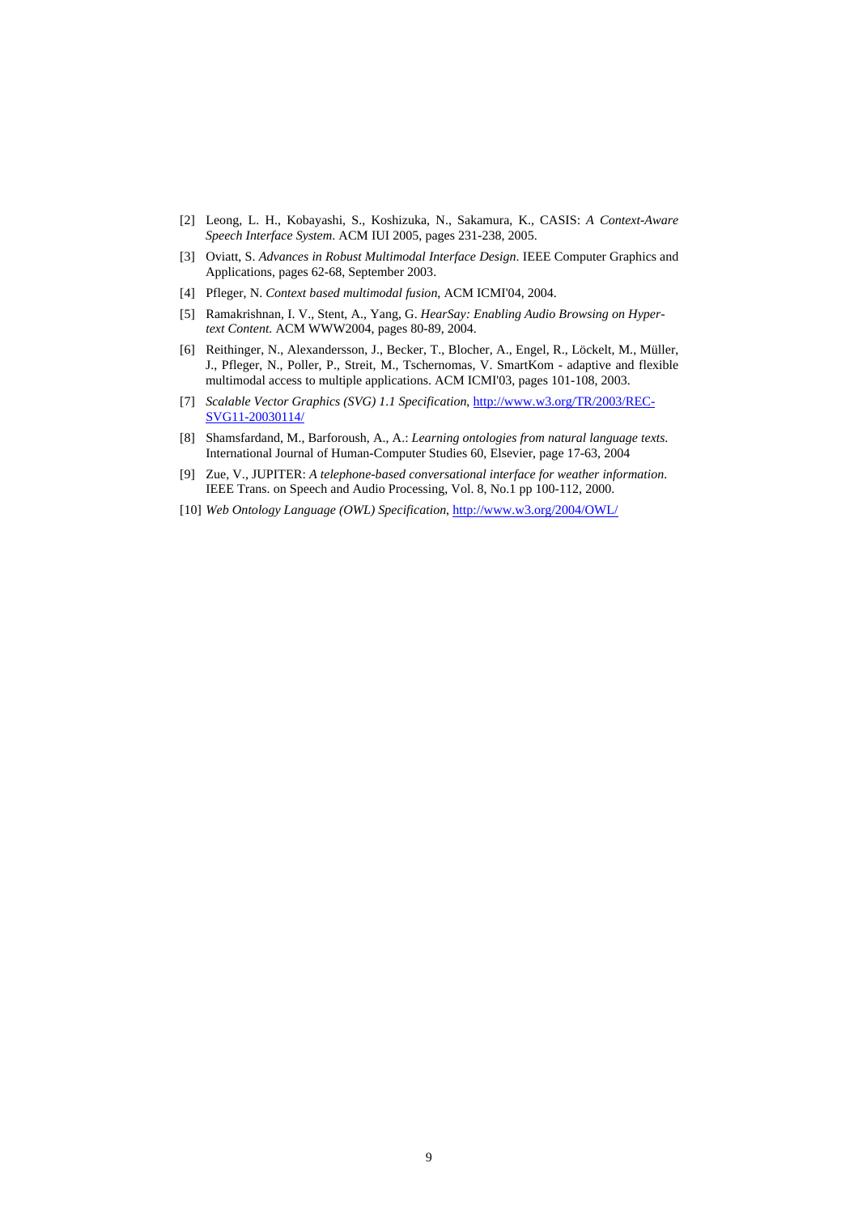[2] Leong, L. H., Kobayashi, S., Koshizuka, N., Sakamura, K., CASIS: *A Context-Aware Speech Interface System*. ACM IUI 2005, pages 231-238, 2005.

[3] Oviatt, S. *Advances in Robust Multimodal Interface Design*. IEEE Computer Graphics and Applications, pages 62-68, September 2003.

[4] Pfleger, N. *Context based multimodal fusion*, ACM ICMI'04, 2004.

[5] Ramakrishnan, I. V., Stent, A., Yang, G. *HearSay: Enabling Audio Browsing on Hypertext Content.* ACM WWW2004, pages 80-89, 2004.

[6] Reithinger, N., Alexandersson, J., Becker, T., Blocher, A., Engel, R., Löckelt, M., Müller, J., Pfleger, N., Poller, P., Streit, M., Tschernomas, V. SmartKom - adaptive and flexible multimodal access to multiple applications. ACM ICMI'03, pages 101-108, 2003.

[7] *Scalable Vector Graphics (SVG) 1.1 Specification*, http://www.w3.org/TR/2003/REC-SVG11-20030114/

[8] Shamsfardand, M., Barforoush, A., A.: *Learning ontologies from natural language texts.* International Journal of Human-Computer Studies 60, Elsevier, page 17-63, 2004

[9] Zue, V., JUPITER: *A telephone-based conversational interface for weather information*. IEEE Trans. on Speech and Audio Processing, Vol. 8, No.1 pp 100-112, 2000.

[10] *Web Ontology Language (OWL) Specification*, http://www.w3.org/2004/OWL/